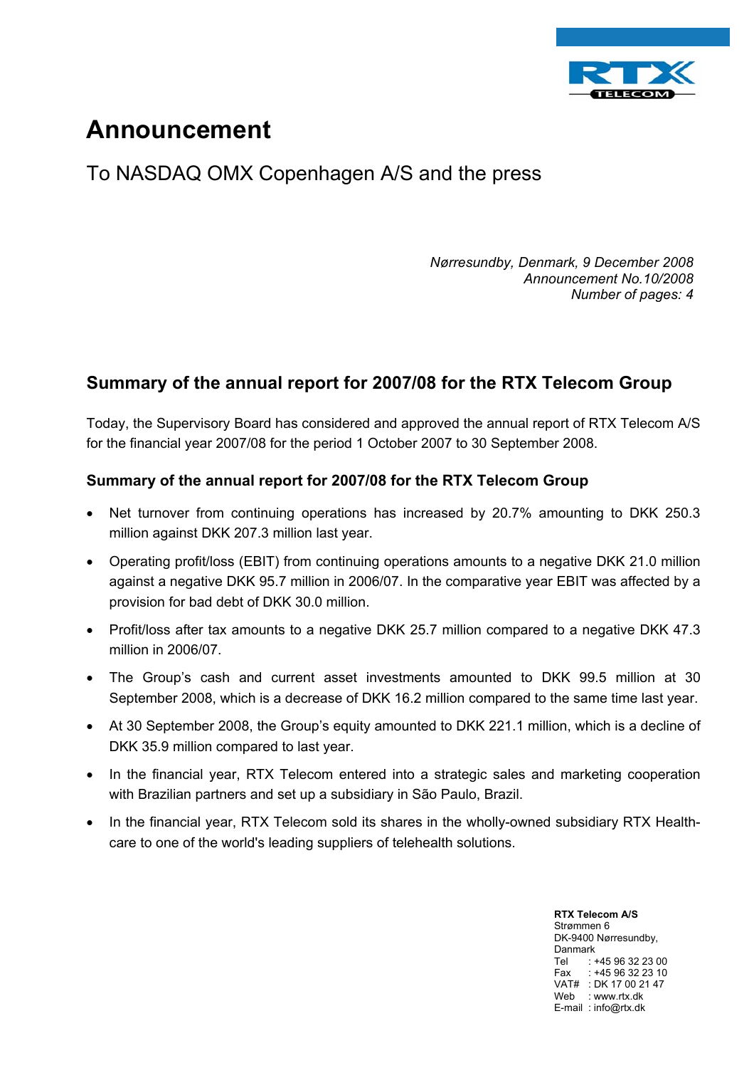# Announcement

## To NASDAQ OMX Copenhagen A/S and the press

*Nørresundby, Denmark, 9 December 2008*
*Announcement No.10/2008*
*Number of pages: 4*

## Summary of the annual report for 2007/08 for the RTX Telecom Group

Today, the Supervisory Board has considered and approved the annual report of RTX Telecom A/S for the financial year 2007/08 for the period 1 October 2007 to 30 September 2008.

### Summary of the annual report for 2007/08 for the RTX Telecom Group

- Net turnover from continuing operations has increased by 20.7% amounting to DKK 250.3 million against DKK 207.3 million last year.
- Operating profit/loss (EBIT) from continuing operations amounts to a negative DKK 21.0 million against a negative DKK 95.7 million in 2006/07. In the comparative year EBIT was affected by a provision for bad debt of DKK 30.0 million.
- Profit/loss after tax amounts to a negative DKK 25.7 million compared to a negative DKK 47.3 million in 2006/07.
- The Group's cash and current asset investments amounted to DKK 99.5 million at 30 September 2008, which is a decrease of DKK 16.2 million compared to the same time last year.
- At 30 September 2008, the Group's equity amounted to DKK 221.1 million, which is a decline of DKK 35.9 million compared to last year.
- In the financial year, RTX Telecom entered into a strategic sales and marketing cooperation with Brazilian partners and set up a subsidiary in São Paulo, Brazil.
- In the financial year, RTX Telecom sold its shares in the wholly-owned subsidiary RTX Health-care to one of the world's leading suppliers of telehealth solutions.

**RTX Telecom A/S**
Strømmen 6
DK-9400 Nørresundby,
Danmark
Tel : +45 96 32 23 00
Fax : +45 96 32 23 10
VAT# : DK 17 00 21 47
Web : www.rtx.dk
E-mail : info@rtx.dk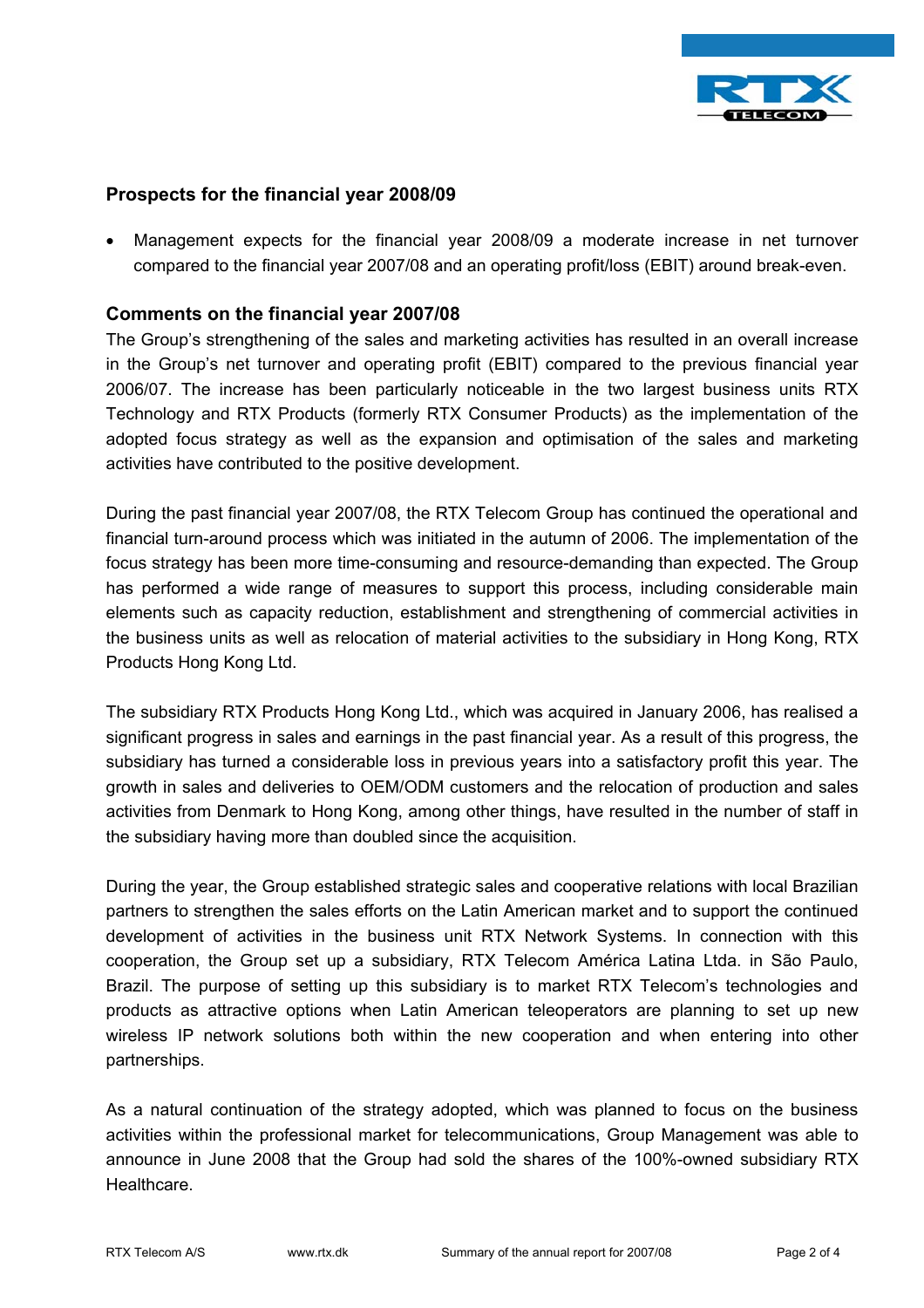## Prospects for the financial year 2008/09

- Management expects for the financial year 2008/09 a moderate increase in net turnover compared to the financial year 2007/08 and an operating profit/loss (EBIT) around break-even.

## Comments on the financial year 2007/08

The Group's strengthening of the sales and marketing activities has resulted in an overall increase in the Group's net turnover and operating profit (EBIT) compared to the previous financial year 2006/07. The increase has been particularly noticeable in the two largest business units RTX Technology and RTX Products (formerly RTX Consumer Products) as the implementation of the adopted focus strategy as well as the expansion and optimisation of the sales and marketing activities have contributed to the positive development.

During the past financial year 2007/08, the RTX Telecom Group has continued the operational and financial turn-around process which was initiated in the autumn of 2006. The implementation of the focus strategy has been more time-consuming and resource-demanding than expected. The Group has performed a wide range of measures to support this process, including considerable main elements such as capacity reduction, establishment and strengthening of commercial activities in the business units as well as relocation of material activities to the subsidiary in Hong Kong, RTX Products Hong Kong Ltd.

The subsidiary RTX Products Hong Kong Ltd., which was acquired in January 2006, has realised a significant progress in sales and earnings in the past financial year. As a result of this progress, the subsidiary has turned a considerable loss in previous years into a satisfactory profit this year. The growth in sales and deliveries to OEM/ODM customers and the relocation of production and sales activities from Denmark to Hong Kong, among other things, have resulted in the number of staff in the subsidiary having more than doubled since the acquisition.

During the year, the Group established strategic sales and cooperative relations with local Brazilian partners to strengthen the sales efforts on the Latin American market and to support the continued development of activities in the business unit RTX Network Systems. In connection with this cooperation, the Group set up a subsidiary, RTX Telecom América Latina Ltda. in São Paulo, Brazil. The purpose of setting up this subsidiary is to market RTX Telecom's technologies and products as attractive options when Latin American teleoperators are planning to set up new wireless IP network solutions both within the new cooperation and when entering into other partnerships.

As a natural continuation of the strategy adopted, which was planned to focus on the business activities within the professional market for telecommunications, Group Management was able to announce in June 2008 that the Group had sold the shares of the 100%-owned subsidiary RTX Healthcare.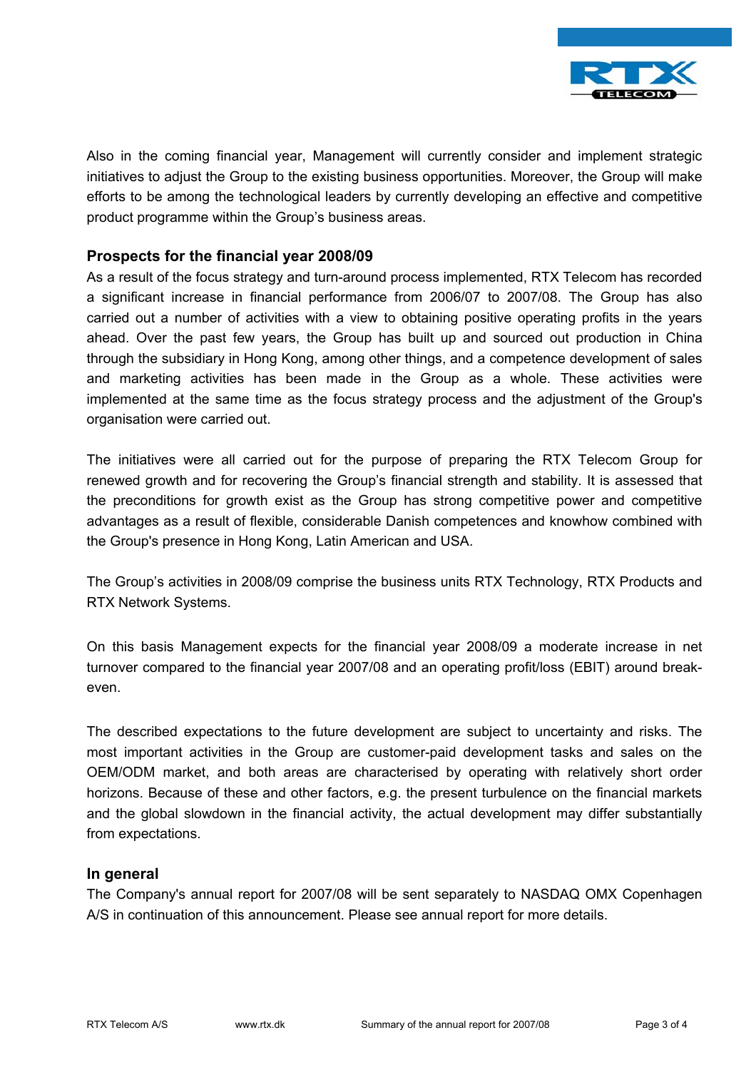Also in the coming financial year, Management will currently consider and implement strategic initiatives to adjust the Group to the existing business opportunities. Moreover, the Group will make efforts to be among the technological leaders by currently developing an effective and competitive product programme within the Group's business areas.

## Prospects for the financial year 2008/09

As a result of the focus strategy and turn-around process implemented, RTX Telecom has recorded a significant increase in financial performance from 2006/07 to 2007/08. The Group has also carried out a number of activities with a view to obtaining positive operating profits in the years ahead. Over the past few years, the Group has built up and sourced out production in China through the subsidiary in Hong Kong, among other things, and a competence development of sales and marketing activities has been made in the Group as a whole. These activities were implemented at the same time as the focus strategy process and the adjustment of the Group's organisation were carried out.

The initiatives were all carried out for the purpose of preparing the RTX Telecom Group for renewed growth and for recovering the Group's financial strength and stability. It is assessed that the preconditions for growth exist as the Group has strong competitive power and competitive advantages as a result of flexible, considerable Danish competences and knowhow combined with the Group's presence in Hong Kong, Latin American and USA.

The Group's activities in 2008/09 comprise the business units RTX Technology, RTX Products and RTX Network Systems.

On this basis Management expects for the financial year 2008/09 a moderate increase in net turnover compared to the financial year 2007/08 and an operating profit/loss (EBIT) around break-even.

The described expectations to the future development are subject to uncertainty and risks. The most important activities in the Group are customer-paid development tasks and sales on the OEM/ODM market, and both areas are characterised by operating with relatively short order horizons. Because of these and other factors, e.g. the present turbulence on the financial markets and the global slowdown in the financial activity, the actual development may differ substantially from expectations.

## In general

The Company's annual report for 2007/08 will be sent separately to NASDAQ OMX Copenhagen A/S in continuation of this announcement. Please see annual report for more details.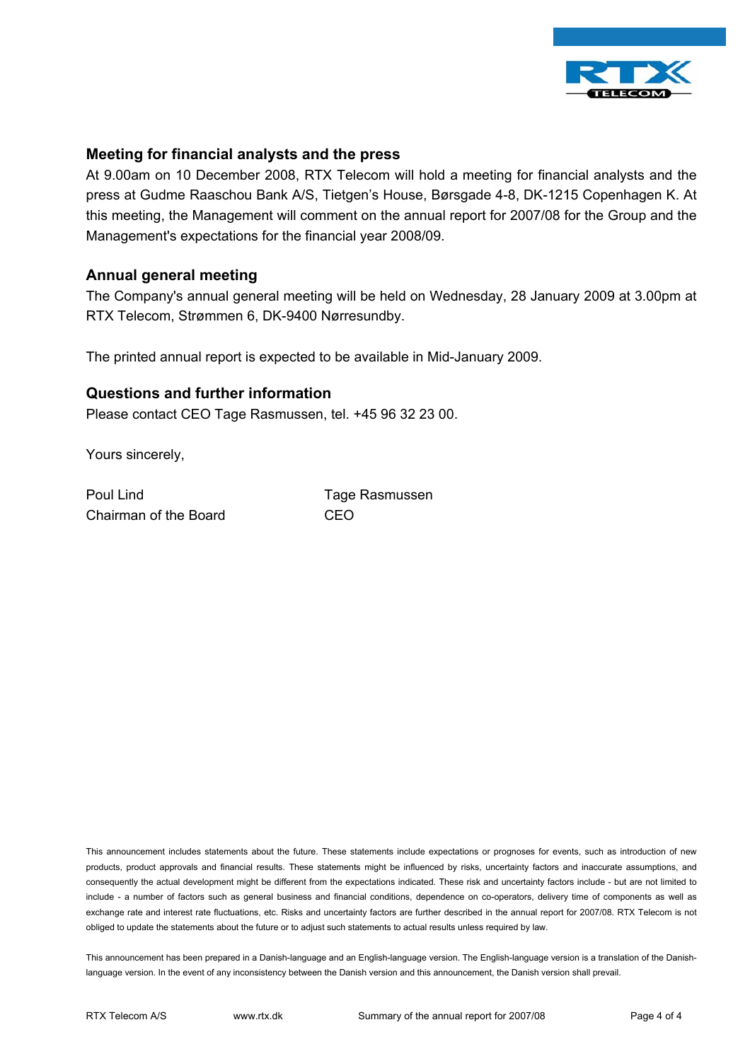## Meeting for financial analysts and the press

At 9.00am on 10 December 2008, RTX Telecom will hold a meeting for financial analysts and the press at Gudme Raaschou Bank A/S, Tietgen's House, Børsgade 4-8, DK-1215 Copenhagen K. At this meeting, the Management will comment on the annual report for 2007/08 for the Group and the Management's expectations for the financial year 2008/09.

## Annual general meeting

The Company's annual general meeting will be held on Wednesday, 28 January 2009 at 3.00pm at RTX Telecom, Strømmen 6, DK-9400 Nørresundby.

The printed annual report is expected to be available in Mid-January 2009.

## Questions and further information

Please contact CEO Tage Rasmussen, tel. +45 96 32 23 00.

Yours sincerely,

| | |
|---|---|
| Poul Lind | Tage Rasmussen |
| Chairman of the Board | CEO |

This announcement includes statements about the future. These statements include expectations or prognoses for events, such as introduction of new products, product approvals and financial results. These statements might be influenced by risks, uncertainty factors and inaccurate assumptions, and consequently the actual development might be different from the expectations indicated. These risk and uncertainty factors include - but are not limited to include - a number of factors such as general business and financial conditions, dependence on co-operators, delivery time of components as well as exchange rate and interest rate fluctuations, etc. Risks and uncertainty factors are further described in the annual report for 2007/08. RTX Telecom is not obliged to update the statements about the future or to adjust such statements to actual results unless required by law.

This announcement has been prepared in a Danish-language and an English-language version. The English-language version is a translation of the Danish-language version. In the event of any inconsistency between the Danish version and this announcement, the Danish version shall prevail.